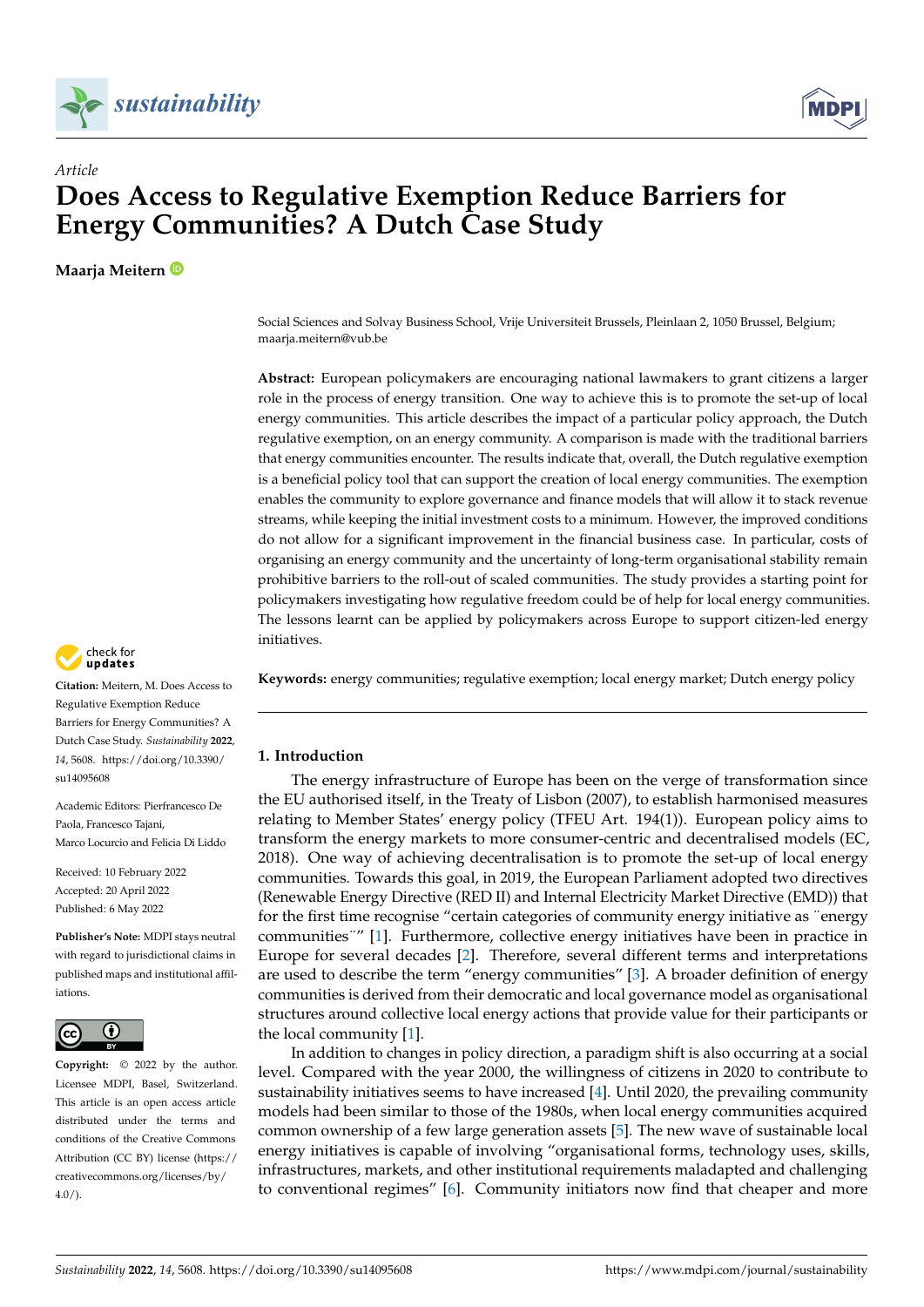*Article*

# Does Access to Regulative Exemption Reduce Barriers for Energy Communities? A Dutch Case Study

**Maarja Meitern**

Social Sciences and Solvay Business School, Vrije Universiteit Brussels, Pleinlaan 2, 1050 Brussel, Belgium; maarja.meitern@vub.be

**Abstract:** European policymakers are encouraging national lawmakers to grant citizens a larger role in the process of energy transition. One way to achieve this is to promote the set-up of local energy communities. This article describes the impact of a particular policy approach, the Dutch regulative exemption, on an energy community. A comparison is made with the traditional barriers that energy communities encounter. The results indicate that, overall, the Dutch regulative exemption is a beneficial policy tool that can support the creation of local energy communities. The exemption enables the community to explore governance and finance models that will allow it to stack revenue streams, while keeping the initial investment costs to a minimum. However, the improved conditions do not allow for a significant improvement in the financial business case. In particular, costs of organising an energy community and the uncertainty of long-term organisational stability remain prohibitive barriers to the roll-out of scaled communities. The study provides a starting point for policymakers investigating how regulative freedom could be of help for local energy communities. The lessons learnt can be applied by policymakers across Europe to support citizen-led energy initiatives.

**Keywords:** energy communities; regulative exemption; local energy market; Dutch energy policy

**Citation:** Meitern, M. Does Access to Regulative Exemption Reduce Barriers for Energy Communities? A Dutch Case Study. *Sustainability* **2022**, *14*, 5608. https://doi.org/10.3390/su14095608

Academic Editors: Pierfrancesco De Paola, Francesco Tajani, Marco Locurcio and Felicia Di Liddo

Received: 10 February 2022
Accepted: 20 April 2022
Published: 6 May 2022

**Publisher's Note:** MDPI stays neutral with regard to jurisdictional claims in published maps and institutional affiliations.

**Copyright:** © 2022 by the author. Licensee MDPI, Basel, Switzerland. This article is an open access article distributed under the terms and conditions of the Creative Commons Attribution (CC BY) license (https://creativecommons.org/licenses/by/4.0/).

## 1. Introduction

The energy infrastructure of Europe has been on the verge of transformation since the EU authorised itself, in the Treaty of Lisbon (2007), to establish harmonised measures relating to Member States' energy policy (TFEU Art. 194(1)). European policy aims to transform the energy markets to more consumer-centric and decentralised models (EC, 2018). One way of achieving decentralisation is to promote the set-up of local energy communities. Towards this goal, in 2019, the European Parliament adopted two directives (Renewable Energy Directive (RED II) and Internal Electricity Market Directive (EMD)) that for the first time recognise "certain categories of community energy initiative as ¨energy communities¨" [1]. Furthermore, collective energy initiatives have been in practice in Europe for several decades [2]. Therefore, several different terms and interpretations are used to describe the term "energy communities" [3]. A broader definition of energy communities is derived from their democratic and local governance model as organisational structures around collective local energy actions that provide value for their participants or the local community [1].

In addition to changes in policy direction, a paradigm shift is also occurring at a social level. Compared with the year 2000, the willingness of citizens in 2020 to contribute to sustainability initiatives seems to have increased [4]. Until 2020, the prevailing community models had been similar to those of the 1980s, when local energy communities acquired common ownership of a few large generation assets [5]. The new wave of sustainable local energy initiatives is capable of involving "organisational forms, technology uses, skills, infrastructures, markets, and other institutional requirements maladapted and challenging to conventional regimes" [6]. Community initiators now find that cheaper and more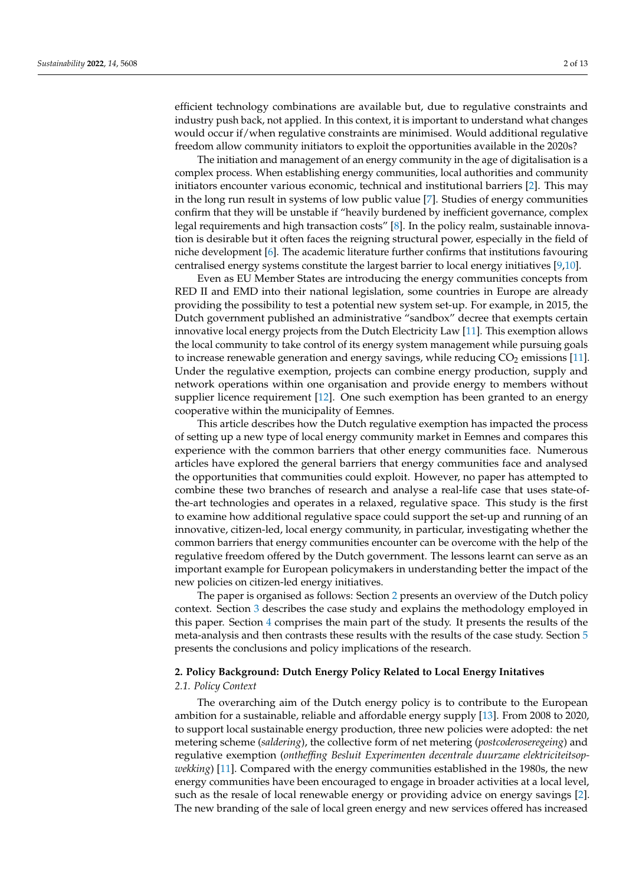efficient technology combinations are available but, due to regulative constraints and industry push back, not applied. In this context, it is important to understand what changes would occur if/when regulative constraints are minimised. Would additional regulative freedom allow community initiators to exploit the opportunities available in the 2020s?

The initiation and management of an energy community in the age of digitalisation is a complex process. When establishing energy communities, local authorities and community initiators encounter various economic, technical and institutional barriers [2]. This may in the long run result in systems of low public value [7]. Studies of energy communities confirm that they will be unstable if "heavily burdened by inefficient governance, complex legal requirements and high transaction costs" [8]. In the policy realm, sustainable innovation is desirable but it often faces the reigning structural power, especially in the field of niche development [6]. The academic literature further confirms that institutions favouring centralised energy systems constitute the largest barrier to local energy initiatives [9,10].

Even as EU Member States are introducing the energy communities concepts from RED II and EMD into their national legislation, some countries in Europe are already providing the possibility to test a potential new system set-up. For example, in 2015, the Dutch government published an administrative "sandbox" decree that exempts certain innovative local energy projects from the Dutch Electricity Law [11]. This exemption allows the local community to take control of its energy system management while pursuing goals to increase renewable generation and energy savings, while reducing $CO_2$ emissions [11]. Under the regulative exemption, projects can combine energy production, supply and network operations within one organisation and provide energy to members without supplier licence requirement [12]. One such exemption has been granted to an energy cooperative within the municipality of Eemnes.

This article describes how the Dutch regulative exemption has impacted the process of setting up a new type of local energy community market in Eemnes and compares this experience with the common barriers that other energy communities face. Numerous articles have explored the general barriers that energy communities face and analysed the opportunities that communities could exploit. However, no paper has attempted to combine these two branches of research and analyse a real-life case that uses state-of-the-art technologies and operates in a relaxed, regulative space. This study is the first to examine how additional regulative space could support the set-up and running of an innovative, citizen-led, local energy community, in particular, investigating whether the common barriers that energy communities encounter can be overcome with the help of the regulative freedom offered by the Dutch government. The lessons learnt can serve as an important example for European policymakers in understanding better the impact of the new policies on citizen-led energy initiatives.

The paper is organised as follows: Section 2 presents an overview of the Dutch policy context. Section 3 describes the case study and explains the methodology employed in this paper. Section 4 comprises the main part of the study. It presents the results of the meta-analysis and then contrasts these results with the results of the case study. Section 5 presents the conclusions and policy implications of the research.

## 2. Policy Background: Dutch Energy Policy Related to Local Energy Initatives

### 2.1. Policy Context

The overarching aim of the Dutch energy policy is to contribute to the European ambition for a sustainable, reliable and affordable energy supply [13]. From 2008 to 2020, to support local sustainable energy production, three new policies were adopted: the net metering scheme (*saldering*), the collective form of net metering (*postcoderoseregeing*) and regulative exemption (*ontheffing Besluit Experimenten decentrale duurzame elektriciteitsopwekking*) [11]. Compared with the energy communities established in the 1980s, the new energy communities have been encouraged to engage in broader activities at a local level, such as the resale of local renewable energy or providing advice on energy savings [2]. The new branding of the sale of local green energy and new services offered has increased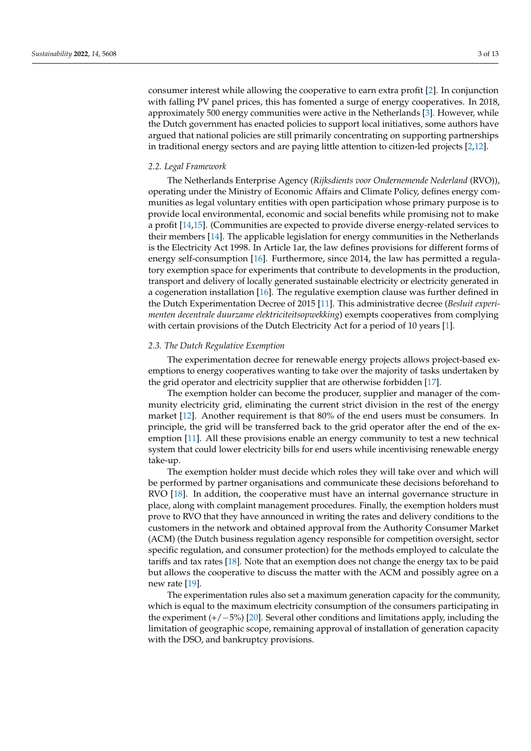consumer interest while allowing the cooperative to earn extra profit [2]. In conjunction with falling PV panel prices, this has fomented a surge of energy cooperatives. In 2018, approximately 500 energy communities were active in the Netherlands [3]. However, while the Dutch government has enacted policies to support local initiatives, some authors have argued that national policies are still primarily concentrating on supporting partnerships in traditional energy sectors and are paying little attention to citizen-led projects [2,12].

### 2.2. Legal Framework

The Netherlands Enterprise Agency (*Rijksdients voor Ondernemende Nederland* (RVO)), operating under the Ministry of Economic Affairs and Climate Policy, defines energy communities as legal voluntary entities with open participation whose primary purpose is to provide local environmental, economic and social benefits while promising not to make a profit [14,15]. (Communities are expected to provide diverse energy-related services to their members [14]. The applicable legislation for energy communities in the Netherlands is the Electricity Act 1998. In Article 1ar, the law defines provisions for different forms of energy self-consumption [16]. Furthermore, since 2014, the law has permitted a regulatory exemption space for experiments that contribute to developments in the production, transport and delivery of locally generated sustainable electricity or electricity generated in a cogeneration installation [16]. The regulative exemption clause was further defined in the Dutch Experimentation Decree of 2015 [11]. This administrative decree (*Besluit experimenten decentrale duurzame elektriciteitsopwekking*) exempts cooperatives from complying with certain provisions of the Dutch Electricity Act for a period of 10 years [1].

### 2.3. The Dutch Regulative Exemption

The experimentation decree for renewable energy projects allows project-based exemptions to energy cooperatives wanting to take over the majority of tasks undertaken by the grid operator and electricity supplier that are otherwise forbidden [17].

The exemption holder can become the producer, supplier and manager of the community electricity grid, eliminating the current strict division in the rest of the energy market [12]. Another requirement is that 80% of the end users must be consumers. In principle, the grid will be transferred back to the grid operator after the end of the exemption [11]. All these provisions enable an energy community to test a new technical system that could lower electricity bills for end users while incentivising renewable energy take-up.

The exemption holder must decide which roles they will take over and which will be performed by partner organisations and communicate these decisions beforehand to RVO [18]. In addition, the cooperative must have an internal governance structure in place, along with complaint management procedures. Finally, the exemption holders must prove to RVO that they have announced in writing the rates and delivery conditions to the customers in the network and obtained approval from the Authority Consumer Market (ACM) (the Dutch business regulation agency responsible for competition oversight, sector specific regulation, and consumer protection) for the methods employed to calculate the tariffs and tax rates [18]. Note that an exemption does not change the energy tax to be paid but allows the cooperative to discuss the matter with the ACM and possibly agree on a new rate [19].

The experimentation rules also set a maximum generation capacity for the community, which is equal to the maximum electricity consumption of the consumers participating in the experiment (+/−5%) [20]. Several other conditions and limitations apply, including the limitation of geographic scope, remaining approval of installation of generation capacity with the DSO, and bankruptcy provisions.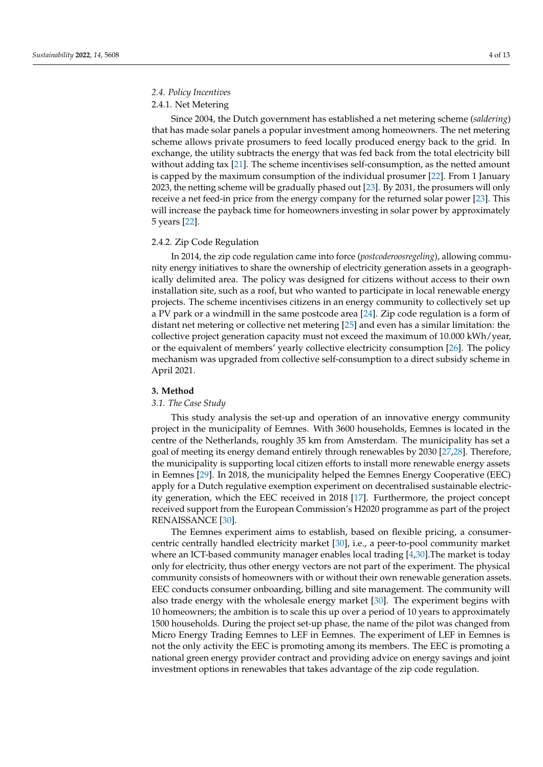### 2.4. Policy Incentives

#### 2.4.1. Net Metering

Since 2004, the Dutch government has established a net metering scheme (*saldering*) that has made solar panels a popular investment among homeowners. The net metering scheme allows private prosumers to feed locally produced energy back to the grid. In exchange, the utility subtracts the energy that was fed back from the total electricity bill without adding tax [21]. The scheme incentivises self-consumption, as the netted amount is capped by the maximum consumption of the individual prosumer [22]. From 1 January 2023, the netting scheme will be gradually phased out [23]. By 2031, the prosumers will only receive a net feed-in price from the energy company for the returned solar power [23]. This will increase the payback time for homeowners investing in solar power by approximately 5 years [22].

#### 2.4.2. Zip Code Regulation

In 2014, the zip code regulation came into force (*postcoderoosregeling*), allowing community energy initiatives to share the ownership of electricity generation assets in a geographically delimited area. The policy was designed for citizens without access to their own installation site, such as a roof, but who wanted to participate in local renewable energy projects. The scheme incentivises citizens in an energy community to collectively set up a PV park or a windmill in the same postcode area [24]. Zip code regulation is a form of distant net metering or collective net metering [25] and even has a similar limitation: the collective project generation capacity must not exceed the maximum of 10.000 kWh/year, or the equivalent of members' yearly collective electricity consumption [26]. The policy mechanism was upgraded from collective self-consumption to a direct subsidy scheme in April 2021.

## 3. Method

### 3.1. The Case Study

This study analysis the set-up and operation of an innovative energy community project in the municipality of Eemnes. With 3600 households, Eemnes is located in the centre of the Netherlands, roughly 35 km from Amsterdam. The municipality has set a goal of meeting its energy demand entirely through renewables by 2030 [27,28]. Therefore, the municipality is supporting local citizen efforts to install more renewable energy assets in Eemnes [29]. In 2018, the municipality helped the Eemnes Energy Cooperative (EEC) apply for a Dutch regulative exemption experiment on decentralised sustainable electricity generation, which the EEC received in 2018 [17]. Furthermore, the project concept received support from the European Commission's H2020 programme as part of the project RENAISSANCE [30].

The Eemnes experiment aims to establish, based on flexible pricing, a consumer-centric centrally handled electricity market [30], i.e., a peer-to-pool community market where an ICT-based community manager enables local trading [4,30].The market is today only for electricity, thus other energy vectors are not part of the experiment. The physical community consists of homeowners with or without their own renewable generation assets. EEC conducts consumer onboarding, billing and site management. The community will also trade energy with the wholesale energy market [30]. The experiment begins with 10 homeowners; the ambition is to scale this up over a period of 10 years to approximately 1500 households. During the project set-up phase, the name of the pilot was changed from Micro Energy Trading Eemnes to LEF in Eemnes. The experiment of LEF in Eemnes is not the only activity the EEC is promoting among its members. The EEC is promoting a national green energy provider contract and providing advice on energy savings and joint investment options in renewables that takes advantage of the zip code regulation.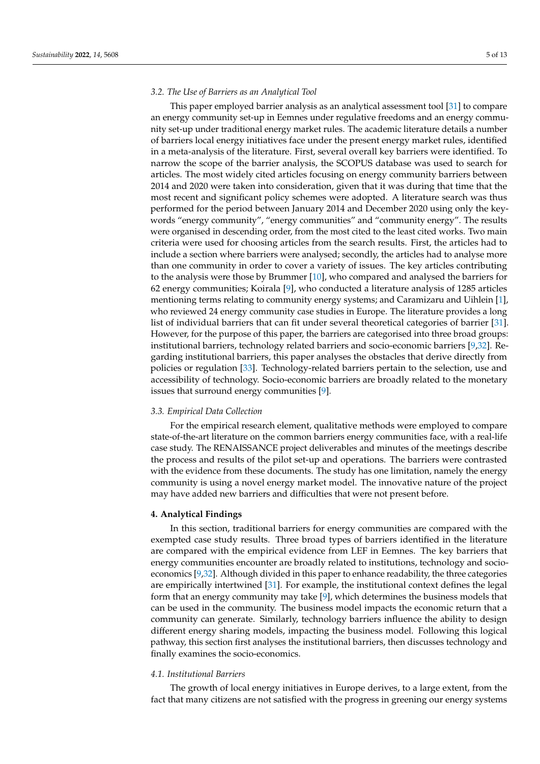### 3.2. The Use of Barriers as an Analytical Tool

This paper employed barrier analysis as an analytical assessment tool [31] to compare an energy community set-up in Eemnes under regulative freedoms and an energy community set-up under traditional energy market rules. The academic literature details a number of barriers local energy initiatives face under the present energy market rules, identified in a meta-analysis of the literature. First, several overall key barriers were identified. To narrow the scope of the barrier analysis, the SCOPUS database was used to search for articles. The most widely cited articles focusing on energy community barriers between 2014 and 2020 were taken into consideration, given that it was during that time that the most recent and significant policy schemes were adopted. A literature search was thus performed for the period between January 2014 and December 2020 using only the keywords "energy community", "energy communities" and "community energy". The results were organised in descending order, from the most cited to the least cited works. Two main criteria were used for choosing articles from the search results. First, the articles had to include a section where barriers were analysed; secondly, the articles had to analyse more than one community in order to cover a variety of issues. The key articles contributing to the analysis were those by Brummer [10], who compared and analysed the barriers for 62 energy communities; Koirala [9], who conducted a literature analysis of 1285 articles mentioning terms relating to community energy systems; and Caramizaru and Uihlein [1], who reviewed 24 energy community case studies in Europe. The literature provides a long list of individual barriers that can fit under several theoretical categories of barrier [31]. However, for the purpose of this paper, the barriers are categorised into three broad groups: institutional barriers, technology related barriers and socio-economic barriers [9,32]. Regarding institutional barriers, this paper analyses the obstacles that derive directly from policies or regulation [33]. Technology-related barriers pertain to the selection, use and accessibility of technology. Socio-economic barriers are broadly related to the monetary issues that surround energy communities [9].

### 3.3. Empirical Data Collection

For the empirical research element, qualitative methods were employed to compare state-of-the-art literature on the common barriers energy communities face, with a real-life case study. The RENAISSANCE project deliverables and minutes of the meetings describe the process and results of the pilot set-up and operations. The barriers were contrasted with the evidence from these documents. The study has one limitation, namely the energy community is using a novel energy market model. The innovative nature of the project may have added new barriers and difficulties that were not present before.

## 4. Analytical Findings

In this section, traditional barriers for energy communities are compared with the exempted case study results. Three broad types of barriers identified in the literature are compared with the empirical evidence from LEF in Eemnes. The key barriers that energy communities encounter are broadly related to institutions, technology and socio-economics [9,32]. Although divided in this paper to enhance readability, the three categories are empirically intertwined [31]. For example, the institutional context defines the legal form that an energy community may take [9], which determines the business models that can be used in the community. The business model impacts the economic return that a community can generate. Similarly, technology barriers influence the ability to design different energy sharing models, impacting the business model. Following this logical pathway, this section first analyses the institutional barriers, then discusses technology and finally examines the socio-economics.

### 4.1. Institutional Barriers

The growth of local energy initiatives in Europe derives, to a large extent, from the fact that many citizens are not satisfied with the progress in greening our energy systems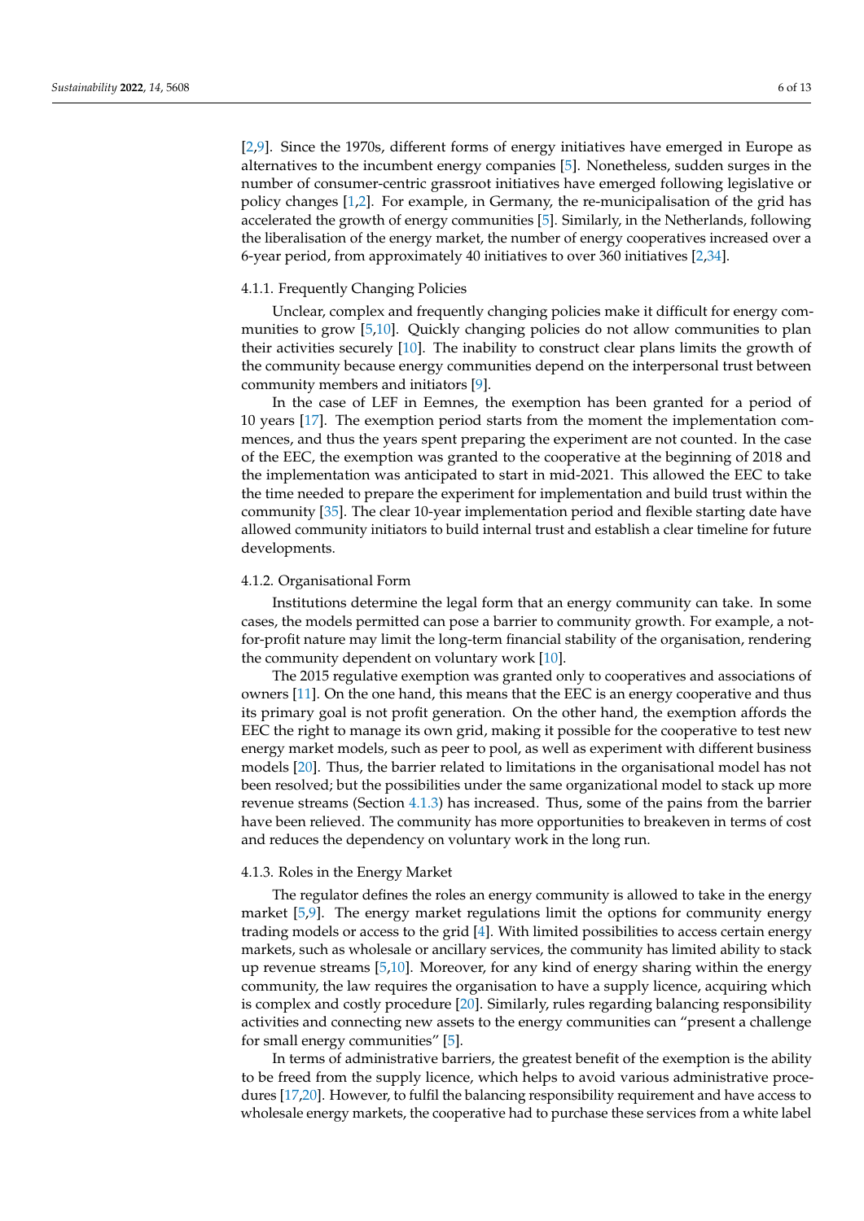[2,9]. Since the 1970s, different forms of energy initiatives have emerged in Europe as alternatives to the incumbent energy companies [5]. Nonetheless, sudden surges in the number of consumer-centric grassroot initiatives have emerged following legislative or policy changes [1,2]. For example, in Germany, the re-municipalisation of the grid has accelerated the growth of energy communities [5]. Similarly, in the Netherlands, following the liberalisation of the energy market, the number of energy cooperatives increased over a 6-year period, from approximately 40 initiatives to over 360 initiatives [2,34].

#### 4.1.1. Frequently Changing Policies

Unclear, complex and frequently changing policies make it difficult for energy communities to grow [5,10]. Quickly changing policies do not allow communities to plan their activities securely [10]. The inability to construct clear plans limits the growth of the community because energy communities depend on the interpersonal trust between community members and initiators [9].

In the case of LEF in Eemnes, the exemption has been granted for a period of 10 years [17]. The exemption period starts from the moment the implementation commences, and thus the years spent preparing the experiment are not counted. In the case of the EEC, the exemption was granted to the cooperative at the beginning of 2018 and the implementation was anticipated to start in mid-2021. This allowed the EEC to take the time needed to prepare the experiment for implementation and build trust within the community [35]. The clear 10-year implementation period and flexible starting date have allowed community initiators to build internal trust and establish a clear timeline for future developments.

#### 4.1.2. Organisational Form

Institutions determine the legal form that an energy community can take. In some cases, the models permitted can pose a barrier to community growth. For example, a not-for-profit nature may limit the long-term financial stability of the organisation, rendering the community dependent on voluntary work [10].

The 2015 regulative exemption was granted only to cooperatives and associations of owners [11]. On the one hand, this means that the EEC is an energy cooperative and thus its primary goal is not profit generation. On the other hand, the exemption affords the EEC the right to manage its own grid, making it possible for the cooperative to test new energy market models, such as peer to pool, as well as experiment with different business models [20]. Thus, the barrier related to limitations in the organisational model has not been resolved; but the possibilities under the same organizational model to stack up more revenue streams (Section 4.1.3) has increased. Thus, some of the pains from the barrier have been relieved. The community has more opportunities to breakeven in terms of cost and reduces the dependency on voluntary work in the long run.

#### 4.1.3. Roles in the Energy Market

The regulator defines the roles an energy community is allowed to take in the energy market [5,9]. The energy market regulations limit the options for community energy trading models or access to the grid [4]. With limited possibilities to access certain energy markets, such as wholesale or ancillary services, the community has limited ability to stack up revenue streams [5,10]. Moreover, for any kind of energy sharing within the energy community, the law requires the organisation to have a supply licence, acquiring which is complex and costly procedure [20]. Similarly, rules regarding balancing responsibility activities and connecting new assets to the energy communities can "present a challenge for small energy communities" [5].

In terms of administrative barriers, the greatest benefit of the exemption is the ability to be freed from the supply licence, which helps to avoid various administrative procedures [17,20]. However, to fulfil the balancing responsibility requirement and have access to wholesale energy markets, the cooperative had to purchase these services from a white label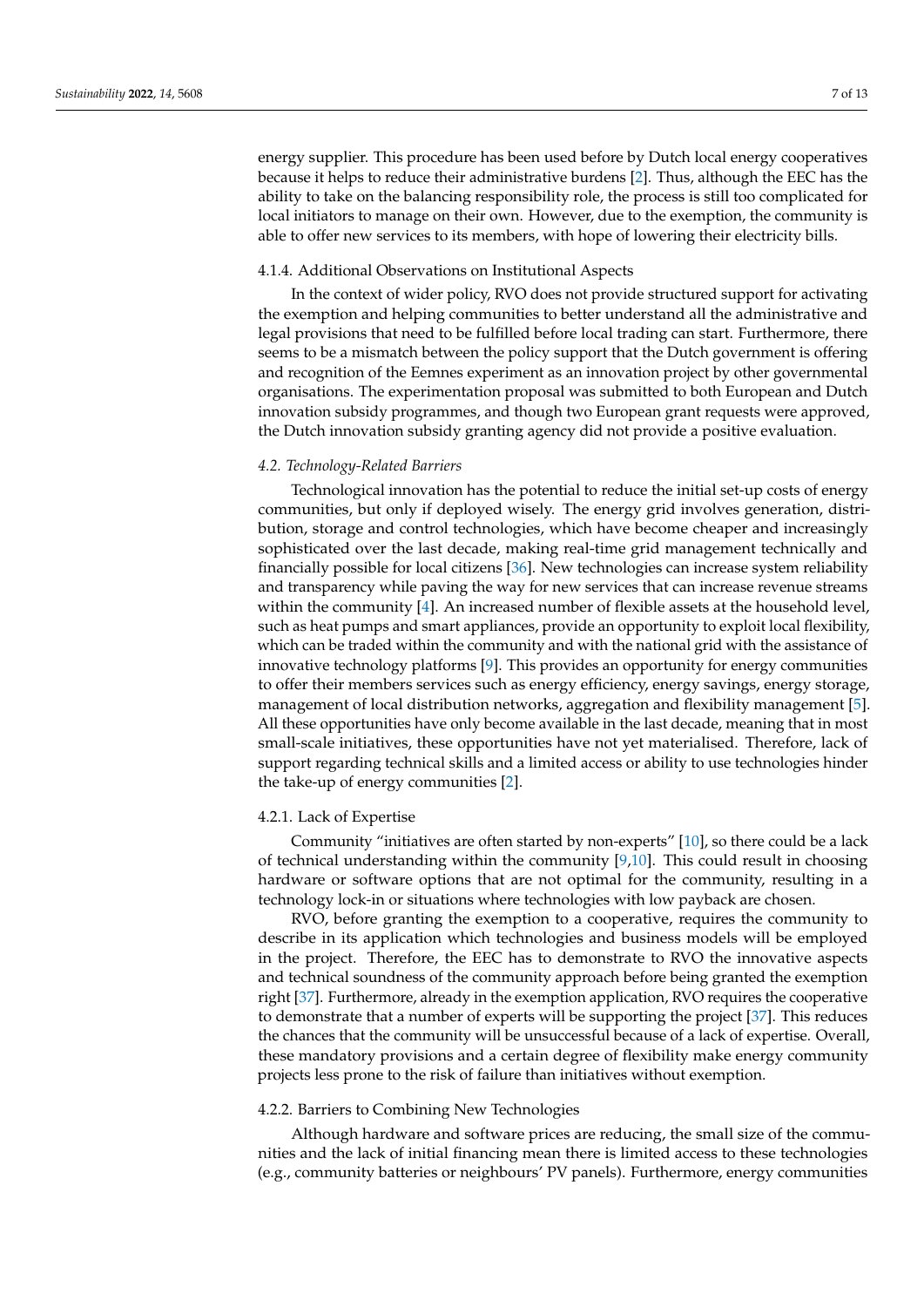energy supplier. This procedure has been used before by Dutch local energy cooperatives because it helps to reduce their administrative burdens [2]. Thus, although the EEC has the ability to take on the balancing responsibility role, the process is still too complicated for local initiators to manage on their own. However, due to the exemption, the community is able to offer new services to its members, with hope of lowering their electricity bills.

#### 4.1.4. Additional Observations on Institutional Aspects

In the context of wider policy, RVO does not provide structured support for activating the exemption and helping communities to better understand all the administrative and legal provisions that need to be fulfilled before local trading can start. Furthermore, there seems to be a mismatch between the policy support that the Dutch government is offering and recognition of the Eemnes experiment as an innovation project by other governmental organisations. The experimentation proposal was submitted to both European and Dutch innovation subsidy programmes, and though two European grant requests were approved, the Dutch innovation subsidy granting agency did not provide a positive evaluation.

### *4.2. Technology-Related Barriers*

Technological innovation has the potential to reduce the initial set-up costs of energy communities, but only if deployed wisely. The energy grid involves generation, distribution, storage and control technologies, which have become cheaper and increasingly sophisticated over the last decade, making real-time grid management technically and financially possible for local citizens [36]. New technologies can increase system reliability and transparency while paving the way for new services that can increase revenue streams within the community [4]. An increased number of flexible assets at the household level, such as heat pumps and smart appliances, provide an opportunity to exploit local flexibility, which can be traded within the community and with the national grid with the assistance of innovative technology platforms [9]. This provides an opportunity for energy communities to offer their members services such as energy efficiency, energy savings, energy storage, management of local distribution networks, aggregation and flexibility management [5]. All these opportunities have only become available in the last decade, meaning that in most small-scale initiatives, these opportunities have not yet materialised. Therefore, lack of support regarding technical skills and a limited access or ability to use technologies hinder the take-up of energy communities [2].

#### 4.2.1. Lack of Expertise

Community "initiatives are often started by non-experts" [10], so there could be a lack of technical understanding within the community [9,10]. This could result in choosing hardware or software options that are not optimal for the community, resulting in a technology lock-in or situations where technologies with low payback are chosen.

RVO, before granting the exemption to a cooperative, requires the community to describe in its application which technologies and business models will be employed in the project. Therefore, the EEC has to demonstrate to RVO the innovative aspects and technical soundness of the community approach before being granted the exemption right [37]. Furthermore, already in the exemption application, RVO requires the cooperative to demonstrate that a number of experts will be supporting the project [37]. This reduces the chances that the community will be unsuccessful because of a lack of expertise. Overall, these mandatory provisions and a certain degree of flexibility make energy community projects less prone to the risk of failure than initiatives without exemption.

#### 4.2.2. Barriers to Combining New Technologies

Although hardware and software prices are reducing, the small size of the communities and the lack of initial financing mean there is limited access to these technologies (e.g., community batteries or neighbours' PV panels). Furthermore, energy communities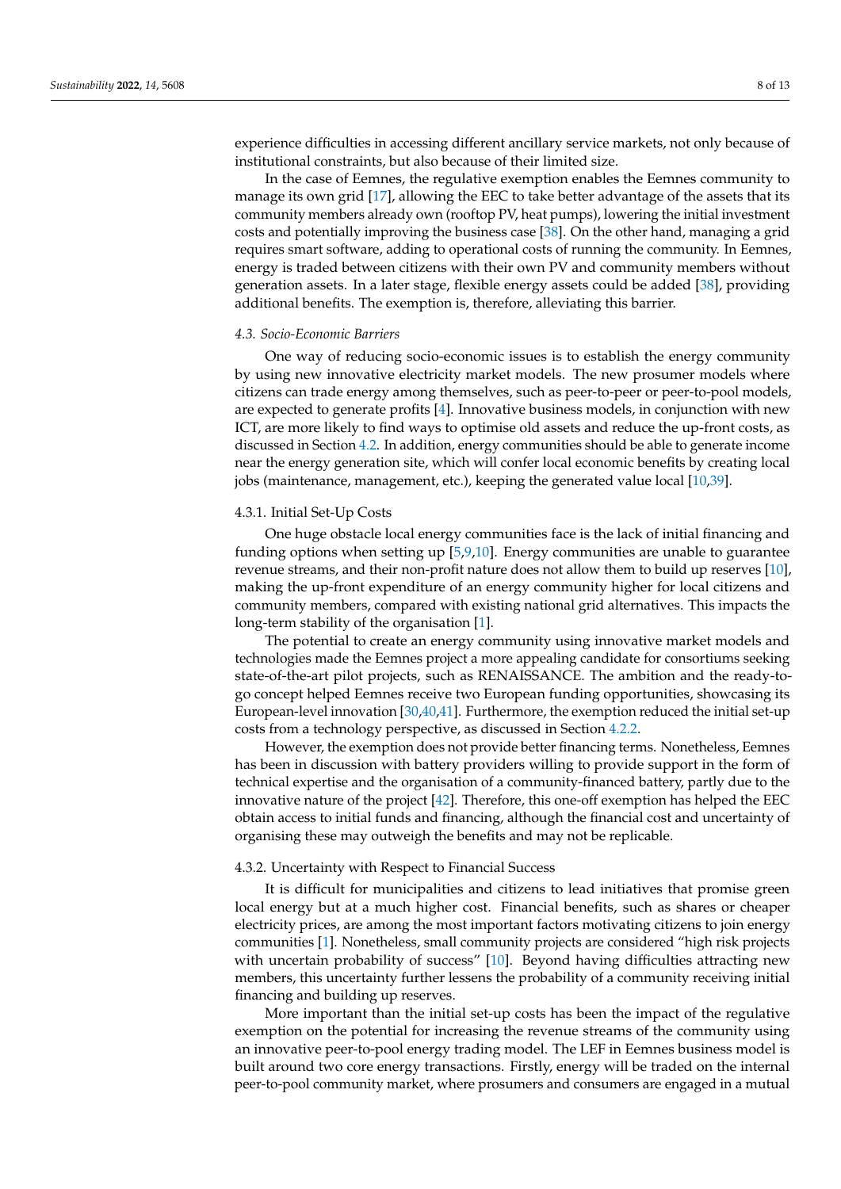experience difficulties in accessing different ancillary service markets, not only because of institutional constraints, but also because of their limited size.

In the case of Eemnes, the regulative exemption enables the Eemnes community to manage its own grid [17], allowing the EEC to take better advantage of the assets that its community members already own (rooftop PV, heat pumps), lowering the initial investment costs and potentially improving the business case [38]. On the other hand, managing a grid requires smart software, adding to operational costs of running the community. In Eemnes, energy is traded between citizens with their own PV and community members without generation assets. In a later stage, flexible energy assets could be added [38], providing additional benefits. The exemption is, therefore, alleviating this barrier.

### *4.3. Socio-Economic Barriers*

One way of reducing socio-economic issues is to establish the energy community by using new innovative electricity market models. The new prosumer models where citizens can trade energy among themselves, such as peer-to-peer or peer-to-pool models, are expected to generate profits [4]. Innovative business models, in conjunction with new ICT, are more likely to find ways to optimise old assets and reduce the up-front costs, as discussed in Section 4.2. In addition, energy communities should be able to generate income near the energy generation site, which will confer local economic benefits by creating local jobs (maintenance, management, etc.), keeping the generated value local [10,39].

#### 4.3.1. Initial Set-Up Costs

One huge obstacle local energy communities face is the lack of initial financing and funding options when setting up [5,9,10]. Energy communities are unable to guarantee revenue streams, and their non-profit nature does not allow them to build up reserves [10], making the up-front expenditure of an energy community higher for local citizens and community members, compared with existing national grid alternatives. This impacts the long-term stability of the organisation [1].

The potential to create an energy community using innovative market models and technologies made the Eemnes project a more appealing candidate for consortiums seeking state-of-the-art pilot projects, such as RENAISSANCE. The ambition and the ready-to-go concept helped Eemnes receive two European funding opportunities, showcasing its European-level innovation [30,40,41]. Furthermore, the exemption reduced the initial set-up costs from a technology perspective, as discussed in Section 4.2.2.

However, the exemption does not provide better financing terms. Nonetheless, Eemnes has been in discussion with battery providers willing to provide support in the form of technical expertise and the organisation of a community-financed battery, partly due to the innovative nature of the project [42]. Therefore, this one-off exemption has helped the EEC obtain access to initial funds and financing, although the financial cost and uncertainty of organising these may outweigh the benefits and may not be replicable.

#### 4.3.2. Uncertainty with Respect to Financial Success

It is difficult for municipalities and citizens to lead initiatives that promise green local energy but at a much higher cost. Financial benefits, such as shares or cheaper electricity prices, are among the most important factors motivating citizens to join energy communities [1]. Nonetheless, small community projects are considered "high risk projects with uncertain probability of success" [10]. Beyond having difficulties attracting new members, this uncertainty further lessens the probability of a community receiving initial financing and building up reserves.

More important than the initial set-up costs has been the impact of the regulative exemption on the potential for increasing the revenue streams of the community using an innovative peer-to-pool energy trading model. The LEF in Eemnes business model is built around two core energy transactions. Firstly, energy will be traded on the internal peer-to-pool community market, where prosumers and consumers are engaged in a mutual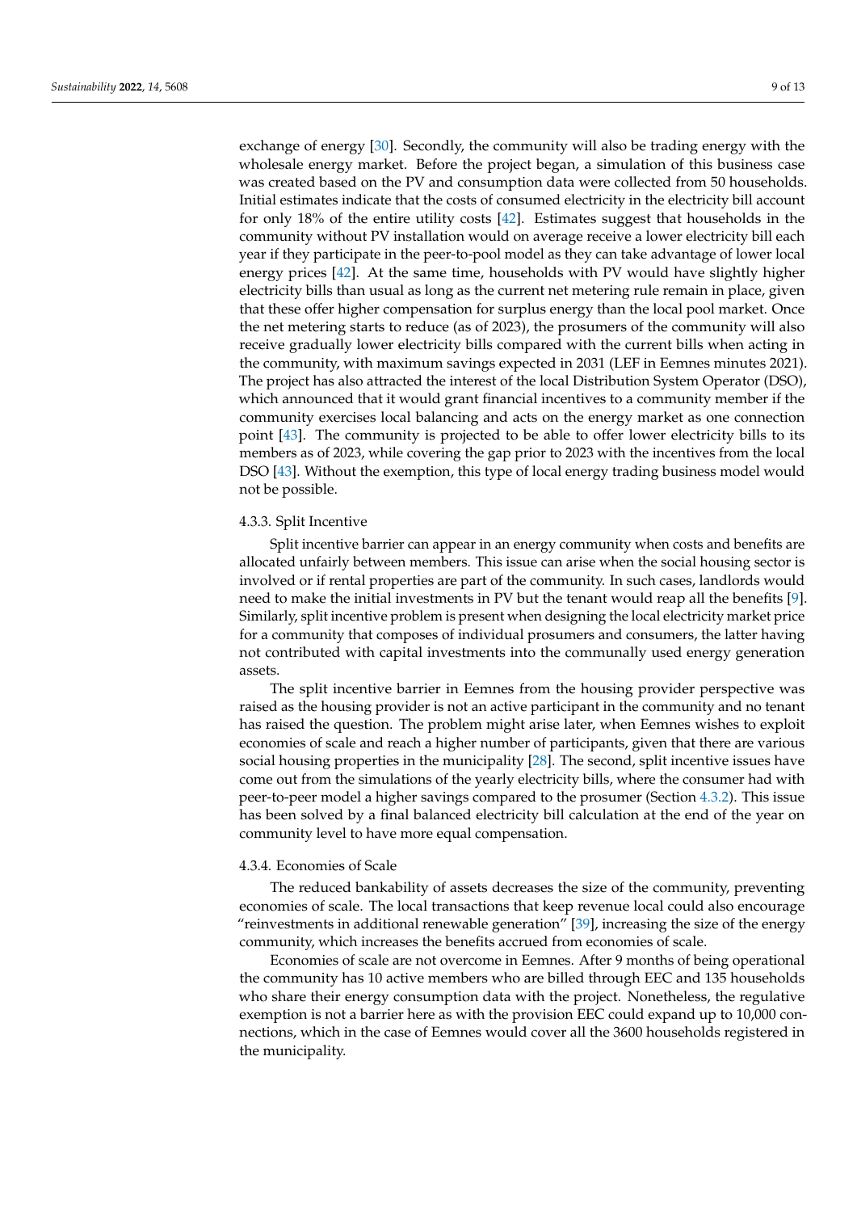exchange of energy [30]. Secondly, the community will also be trading energy with the wholesale energy market. Before the project began, a simulation of this business case was created based on the PV and consumption data were collected from 50 households. Initial estimates indicate that the costs of consumed electricity in the electricity bill account for only 18% of the entire utility costs [42]. Estimates suggest that households in the community without PV installation would on average receive a lower electricity bill each year if they participate in the peer-to-pool model as they can take advantage of lower local energy prices [42]. At the same time, households with PV would have slightly higher electricity bills than usual as long as the current net metering rule remain in place, given that these offer higher compensation for surplus energy than the local pool market. Once the net metering starts to reduce (as of 2023), the prosumers of the community will also receive gradually lower electricity bills compared with the current bills when acting in the community, with maximum savings expected in 2031 (LEF in Eemnes minutes 2021). The project has also attracted the interest of the local Distribution System Operator (DSO), which announced that it would grant financial incentives to a community member if the community exercises local balancing and acts on the energy market as one connection point [43]. The community is projected to be able to offer lower electricity bills to its members as of 2023, while covering the gap prior to 2023 with the incentives from the local DSO [43]. Without the exemption, this type of local energy trading business model would not be possible.

#### 4.3.3. Split Incentive

Split incentive barrier can appear in an energy community when costs and benefits are allocated unfairly between members. This issue can arise when the social housing sector is involved or if rental properties are part of the community. In such cases, landlords would need to make the initial investments in PV but the tenant would reap all the benefits [9]. Similarly, split incentive problem is present when designing the local electricity market price for a community that composes of individual prosumers and consumers, the latter having not contributed with capital investments into the communally used energy generation assets.

The split incentive barrier in Eemnes from the housing provider perspective was raised as the housing provider is not an active participant in the community and no tenant has raised the question. The problem might arise later, when Eemnes wishes to exploit economies of scale and reach a higher number of participants, given that there are various social housing properties in the municipality [28]. The second, split incentive issues have come out from the simulations of the yearly electricity bills, where the consumer had with peer-to-peer model a higher savings compared to the prosumer (Section 4.3.2). This issue has been solved by a final balanced electricity bill calculation at the end of the year on community level to have more equal compensation.

#### 4.3.4. Economies of Scale

The reduced bankability of assets decreases the size of the community, preventing economies of scale. The local transactions that keep revenue local could also encourage "reinvestments in additional renewable generation" [39], increasing the size of the energy community, which increases the benefits accrued from economies of scale.

Economies of scale are not overcome in Eemnes. After 9 months of being operational the community has 10 active members who are billed through EEC and 135 households who share their energy consumption data with the project. Nonetheless, the regulative exemption is not a barrier here as with the provision EEC could expand up to 10,000 connections, which in the case of Eemnes would cover all the 3600 households registered in the municipality.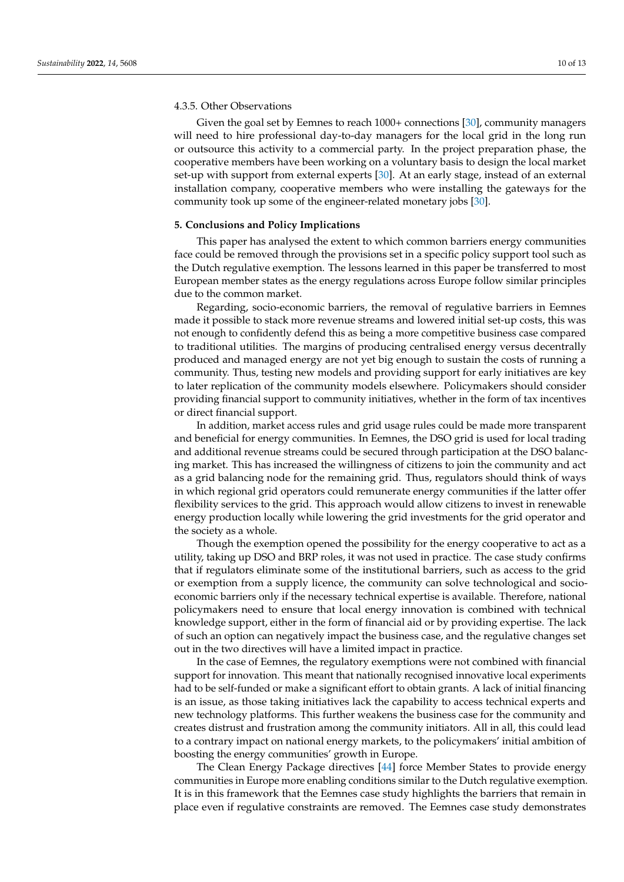#### 4.3.5. Other Observations

Given the goal set by Eemnes to reach 1000+ connections [30], community managers will need to hire professional day-to-day managers for the local grid in the long run or outsource this activity to a commercial party. In the project preparation phase, the cooperative members have been working on a voluntary basis to design the local market set-up with support from external experts [30]. At an early stage, instead of an external installation company, cooperative members who were installing the gateways for the community took up some of the engineer-related monetary jobs [30].

## 5. Conclusions and Policy Implications

This paper has analysed the extent to which common barriers energy communities face could be removed through the provisions set in a specific policy support tool such as the Dutch regulative exemption. The lessons learned in this paper be transferred to most European member states as the energy regulations across Europe follow similar principles due to the common market.

Regarding, socio-economic barriers, the removal of regulative barriers in Eemnes made it possible to stack more revenue streams and lowered initial set-up costs, this was not enough to confidently defend this as being a more competitive business case compared to traditional utilities. The margins of producing centralised energy versus decentrally produced and managed energy are not yet big enough to sustain the costs of running a community. Thus, testing new models and providing support for early initiatives are key to later replication of the community models elsewhere. Policymakers should consider providing financial support to community initiatives, whether in the form of tax incentives or direct financial support.

In addition, market access rules and grid usage rules could be made more transparent and beneficial for energy communities. In Eemnes, the DSO grid is used for local trading and additional revenue streams could be secured through participation at the DSO balancing market. This has increased the willingness of citizens to join the community and act as a grid balancing node for the remaining grid. Thus, regulators should think of ways in which regional grid operators could remunerate energy communities if the latter offer flexibility services to the grid. This approach would allow citizens to invest in renewable energy production locally while lowering the grid investments for the grid operator and the society as a whole.

Though the exemption opened the possibility for the energy cooperative to act as a utility, taking up DSO and BRP roles, it was not used in practice. The case study confirms that if regulators eliminate some of the institutional barriers, such as access to the grid or exemption from a supply licence, the community can solve technological and socio-economic barriers only if the necessary technical expertise is available. Therefore, national policymakers need to ensure that local energy innovation is combined with technical knowledge support, either in the form of financial aid or by providing expertise. The lack of such an option can negatively impact the business case, and the regulative changes set out in the two directives will have a limited impact in practice.

In the case of Eemnes, the regulatory exemptions were not combined with financial support for innovation. This meant that nationally recognised innovative local experiments had to be self-funded or make a significant effort to obtain grants. A lack of initial financing is an issue, as those taking initiatives lack the capability to access technical experts and new technology platforms. This further weakens the business case for the community and creates distrust and frustration among the community initiators. All in all, this could lead to a contrary impact on national energy markets, to the policymakers' initial ambition of boosting the energy communities' growth in Europe.

The Clean Energy Package directives [44] force Member States to provide energy communities in Europe more enabling conditions similar to the Dutch regulative exemption. It is in this framework that the Eemnes case study highlights the barriers that remain in place even if regulative constraints are removed. The Eemnes case study demonstrates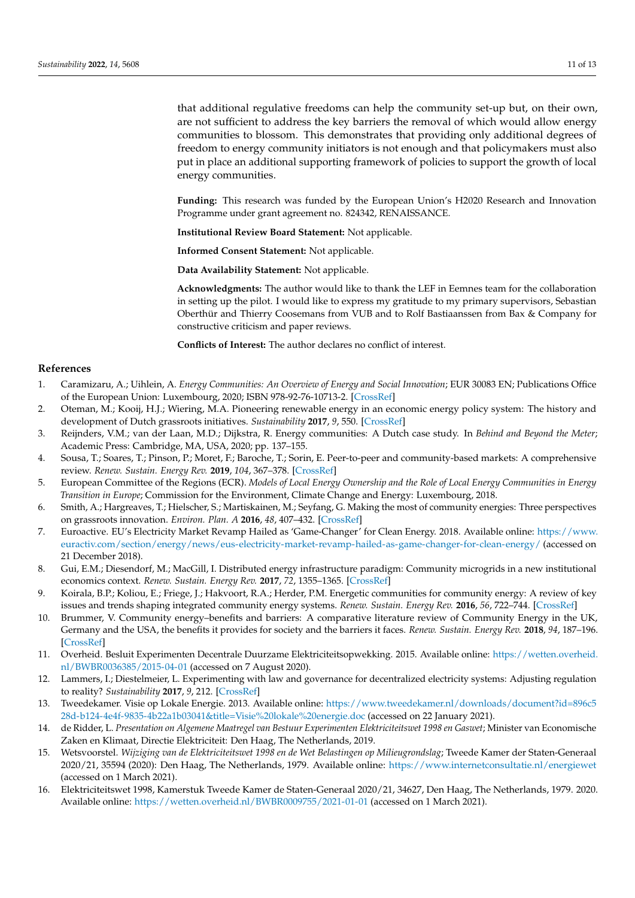that additional regulative freedoms can help the community set-up but, on their own, are not sufficient to address the key barriers the removal of which would allow energy communities to blossom. This demonstrates that providing only additional degrees of freedom to energy community initiators is not enough and that policymakers must also put in place an additional supporting framework of policies to support the growth of local energy communities.

**Funding:** This research was funded by the European Union's H2020 Research and Innovation Programme under grant agreement no. 824342, RENAISSANCE.

**Institutional Review Board Statement:** Not applicable.

**Informed Consent Statement:** Not applicable.

**Data Availability Statement:** Not applicable.

**Acknowledgments:** The author would like to thank the LEF in Eemnes team for the collaboration in setting up the pilot. I would like to express my gratitude to my primary supervisors, Sebastian Oberthür and Thierry Coosemans from VUB and to Rolf Bastiaanssen from Bax & Company for constructive criticism and paper reviews.

**Conflicts of Interest:** The author declares no conflict of interest.

## References

1. Caramizaru, A.; Uihlein, A. *Energy Communities: An Overview of Energy and Social Innovation*; EUR 30083 EN; Publications Office of the European Union: Luxembourg, 2020; ISBN 978-92-76-10713-2. [CrossRef]
2. Oteman, M.; Kooij, H.J.; Wiering, M.A. Pioneering renewable energy in an economic energy policy system: The history and development of Dutch grassroots initiatives. *Sustainability* **2017**, *9*, 550. [CrossRef]
3. Reijnders, V.M.; van der Laan, M.D.; Dijkstra, R. Energy communities: A Dutch case study. In *Behind and Beyond the Meter*; Academic Press: Cambridge, MA, USA, 2020; pp. 137–155.
4. Sousa, T.; Soares, T.; Pinson, P.; Moret, F.; Baroche, T.; Sorin, E. Peer-to-peer and community-based markets: A comprehensive review. *Renew. Sustain. Energy Rev.* **2019**, *104*, 367–378. [CrossRef]
5. European Committee of the Regions (ECR). *Models of Local Energy Ownership and the Role of Local Energy Communities in Energy Transition in Europe*; Commission for the Environment, Climate Change and Energy: Luxembourg, 2018.
6. Smith, A.; Hargreaves, T.; Hielscher, S.; Martiskainen, M.; Seyfang, G. Making the most of community energies: Three perspectives on grassroots innovation. *Environ. Plan. A* **2016**, *48*, 407–432. [CrossRef]
7. Euroactive. EU's Electricity Market Revamp Hailed as 'Game-Changer' for Clean Energy. 2018. Available online: https://www.euractiv.com/section/energy/news/eus-electricity-market-revamp-hailed-as-game-changer-for-clean-energy/ (accessed on 21 December 2018).
8. Gui, E.M.; Diesendorf, M.; MacGill, I. Distributed energy infrastructure paradigm: Community microgrids in a new institutional economics context. *Renew. Sustain. Energy Rev.* **2017**, *72*, 1355–1365. [CrossRef]
9. Koirala, B.P.; Koliou, E.; Friege, J.; Hakvoort, R.A.; Herder, P.M. Energetic communities for community energy: A review of key issues and trends shaping integrated community energy systems. *Renew. Sustain. Energy Rev.* **2016**, *56*, 722–744. [CrossRef]
10. Brummer, V. Community energy–benefits and barriers: A comparative literature review of Community Energy in the UK, Germany and the USA, the benefits it provides for society and the barriers it faces. *Renew. Sustain. Energy Rev.* **2018**, *94*, 187–196. [CrossRef]
11. Overheid. Besluit Experimenten Decentrale Duurzame Elektriciteitsopwekking. 2015. Available online: https://wetten.overheid.nl/BWBR0036385/2015-04-01 (accessed on 7 August 2020).
12. Lammers, I.; Diestelmeier, L. Experimenting with law and governance for decentralized electricity systems: Adjusting regulation to reality? *Sustainability* **2017**, *9*, 212. [CrossRef]
13. Tweedekamer. Visie op Lokale Energie. 2013. Available online: https://www.tweedekamer.nl/downloads/document?id=896c528d-b124-4e4f-9835-4b22a1b03041&title=Visie%20lokale%20energie.doc (accessed on 22 January 2021).
14. de Ridder, L. *Presentation on Algemene Maatregel van Bestuur Experimenten Elektriciteitswet 1998 en Gaswet*; Minister van Economische Zaken en Klimaat, Directie Elektriciteit: Den Haag, The Netherlands, 2019.
15. Wetsvoorstel. *Wijziging van de Elektriciteitswet 1998 en de Wet Belastingen op Milieugrondslag*; Tweede Kamer der Staten-Generaal 2020/21, 35594 (2020): Den Haag, The Netherlands, 1979. Available online: https://www.internetconsultatie.nl/energiewet (accessed on 1 March 2021).
16. Elektriciteitswet 1998, Kamerstuk Tweede Kamer de Staten-Generaal 2020/21, 34627, Den Haag, The Netherlands, 1979. 2020. Available online: https://wetten.overheid.nl/BWBR0009755/2021-01-01 (accessed on 1 March 2021).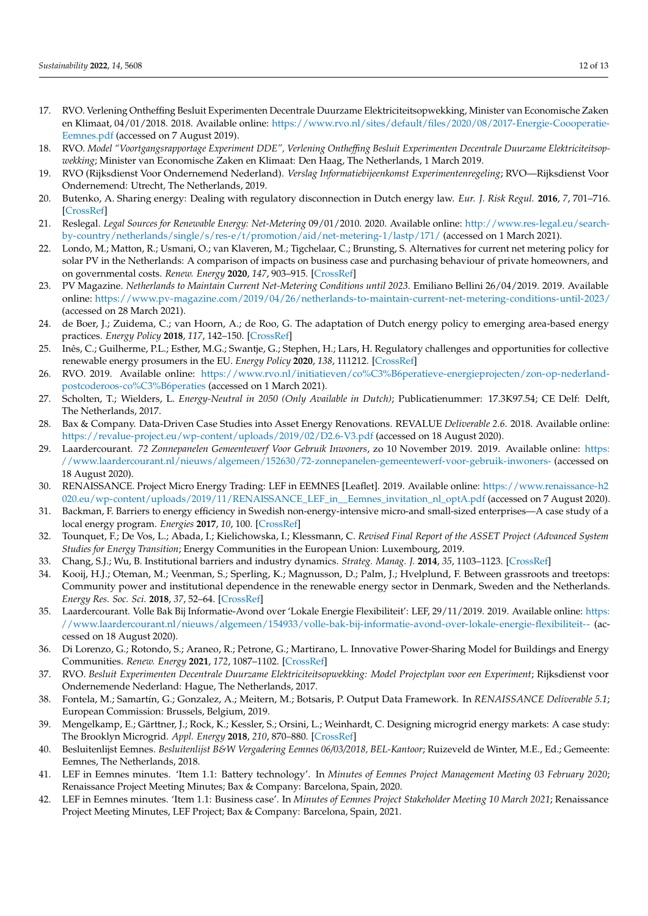17. RVO. Verlening Ontheffing Besluit Experimenten Decentrale Duurzame Elektriciteitsopwekking, Minister van Economische Zaken en Klimaat, 04/01/2018. 2018. Available online: https://www.rvo.nl/sites/default/files/2020/08/2017-Energie-Coooperatie-Eemnes.pdf (accessed on 7 August 2019).
18. RVO. *Model "Voortgangsrapportage Experiment DDE", Verlening Ontheffing Besluit Experimenten Decentrale Duurzame Elektriciteitsopwekking*; Minister van Economische Zaken en Klimaat: Den Haag, The Netherlands, 1 March 2019.
19. RVO (Rijksdienst Voor Ondernemend Nederland). *Verslag Informatiebijeenkomst Experimentenregeling*; RVO—Rijksdienst Voor Ondernemend: Utrecht, The Netherlands, 2019.
20. Butenko, A. Sharing energy: Dealing with regulatory disconnection in Dutch energy law. *Eur. J. Risk Regul.* **2016**, *7*, 701–716. [CrossRef]
21. Reslegal. *Legal Sources for Renewable Energy: Net-Metering* 09/01/2010. 2020. Available online: http://www.res-legal.eu/search-by-country/netherlands/single/s/res-e/t/promotion/aid/net-metering-1/lastp/171/ (accessed on 1 March 2021).
22. Londo, M.; Matton, R.; Usmani, O.; van Klaveren, M.; Tigchelaar, C.; Brunsting, S. Alternatives for current net metering policy for solar PV in the Netherlands: A comparison of impacts on business case and purchasing behaviour of private homeowners, and on governmental costs. *Renew. Energy* **2020**, *147*, 903–915. [CrossRef]
23. PV Magazine. *Netherlands to Maintain Current Net-Metering Conditions until 2023.* Emiliano Bellini 26/04/2019. 2019. Available online: https://www.pv-magazine.com/2019/04/26/netherlands-to-maintain-current-net-metering-conditions-until-2023/ (accessed on 28 March 2021).
24. de Boer, J.; Zuidema, C.; van Hoorn, A.; de Roo, G. The adaptation of Dutch energy policy to emerging area-based energy practices. *Energy Policy* **2018**, *117*, 142–150. [CrossRef]
25. Inês, C.; Guilherme, P.L.; Esther, M.G.; Swantje, G.; Stephen, H.; Lars, H. Regulatory challenges and opportunities for collective renewable energy prosumers in the EU. *Energy Policy* **2020**, *138*, 111212. [CrossRef]
26. RVO. 2019. Available online: https://www.rvo.nl/initiatieven/co%C3%B6peratieve-energieprojecten/zon-op-nederland-postcoderoos-co%C3%B6peraties (accessed on 1 March 2021).
27. Scholten, T.; Wielders, L. *Energy-Neutral in 2050 (Only Available in Dutch)*; Publicatienummer: 17.3K97.54; CE Delf: Delft, The Netherlands, 2017.
28. Bax & Company. Data-Driven Case Studies into Asset Energy Renovations. REVALUE *Deliverable 2.6*. 2018. Available online: https://revalue-project.eu/wp-content/uploads/2019/02/D2.6-V3.pdf (accessed on 18 August 2020).
29. Laardercourant. *72 Zonnepanelen Gemeentewerf Voor Gebruik Inwoners*, zo 10 November 2019. 2019. Available online: https://www.laardercourant.nl/nieuws/algemeen/152630/72-zonnepanelen-gemeentewerf-voor-gebruik-inwoners- (accessed on 18 August 2020).
30. RENAISSANCE. Project Micro Energy Trading: LEF in EEMNES [Leaflet]. 2019. Available online: https://www.renaissance-h2020.eu/wp-content/uploads/2019/11/RENAISSANCE_LEF_in__Eemnes_invitation_nl_optA.pdf (accessed on 7 August 2020).
31. Backman, F. Barriers to energy efficiency in Swedish non-energy-intensive micro-and small-sized enterprises—A case study of a local energy program. *Energies* **2017**, *10*, 100. [CrossRef]
32. Tounquet, F.; De Vos, L.; Abada, I.; Kielichowska, I.; Klessmann, C. *Revised Final Report of the ASSET Project (Advanced System Studies for Energy Transition*; Energy Communities in the European Union: Luxembourg, 2019.
33. Chang, S.J.; Wu, B. Institutional barriers and industry dynamics. *Strateg. Manag. J.* **2014**, *35*, 1103–1123. [CrossRef]
34. Kooij, H.J.; Oteman, M.; Veenman, S.; Sperling, K.; Magnusson, D.; Palm, J.; Hvelplund, F. Between grassroots and treetops: Community power and institutional dependence in the renewable energy sector in Denmark, Sweden and the Netherlands. *Energy Res. Soc. Sci.* **2018**, *37*, 52–64. [CrossRef]
35. Laardercourant. Volle Bak Bij Informatie-Avond over 'Lokale Energie Flexibiliteit': LEF, 29/11/2019. 2019. Available online: https://www.laardercourant.nl/nieuws/algemeen/154933/volle-bak-bij-informatie-avond-over-lokale-energie-flexibiliteit-- (accessed on 18 August 2020).
36. Di Lorenzo, G.; Rotondo, S.; Araneo, R.; Petrone, G.; Martirano, L. Innovative Power-Sharing Model for Buildings and Energy Communities. *Renew. Energy* **2021**, *172*, 1087–1102. [CrossRef]
37. RVO. *Besluit Experimenten Decentrale Duurzame Elektriciteitsopwekking: Model Projectplan voor een Experiment*; Rijksdienst voor Ondernemende Nederland: Hague, The Netherlands, 2017.
38. Fontela, M.; Samartín, G.; Gonzalez, A.; Meitern, M.; Botsaris, P. Output Data Framework. In *RENAISSANCE Deliverable 5.1*; European Commission: Brussels, Belgium, 2019.
39. Mengelkamp, E.; Gärttner, J.; Rock, K.; Kessler, S.; Orsini, L.; Weinhardt, C. Designing microgrid energy markets: A case study: The Brooklyn Microgrid. *Appl. Energy* **2018**, *210*, 870–880. [CrossRef]
40. Besluitenlijst Eemnes. *Besluitenlijst B&W Vergadering Eemnes 06/03/2018, BEL-Kantoor*; Ruizeveld de Winter, M.E., Ed.; Gemeente: Eemnes, The Netherlands, 2018.
41. LEF in Eemnes minutes. 'Item 1.1: Battery technology'. In *Minutes of Eemnes Project Management Meeting 03 February 2020*; Renaissance Project Meeting Minutes; Bax & Company: Barcelona, Spain, 2020.
42. LEF in Eemnes minutes. 'Item 1.1: Business case'. In *Minutes of Eemnes Project Stakeholder Meeting 10 March 2021*; Renaissance Project Meeting Minutes, LEF Project; Bax & Company: Barcelona, Spain, 2021.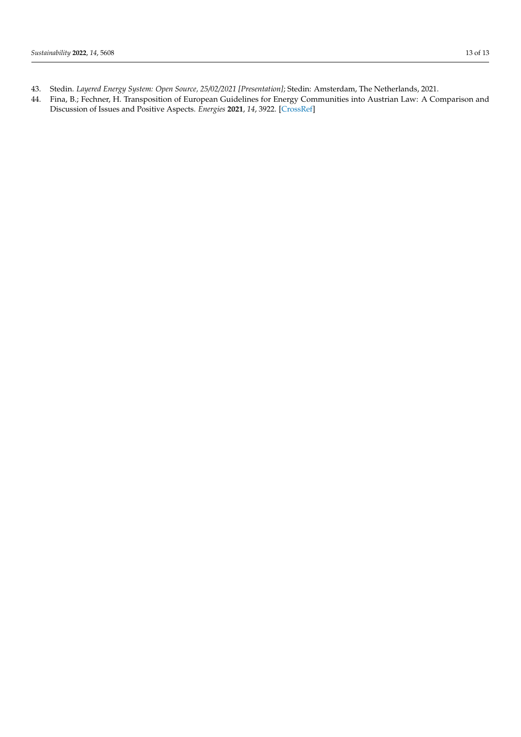43. Stedin. *Layered Energy System: Open Source, 25/02/2021 [Presentation]*; Stedin: Amsterdam, The Netherlands, 2021.
44. Fina, B.; Fechner, H. Transposition of European Guidelines for Energy Communities into Austrian Law: A Comparison and Discussion of Issues and Positive Aspects. *Energies* **2021**, *14*, 3922. [CrossRef]